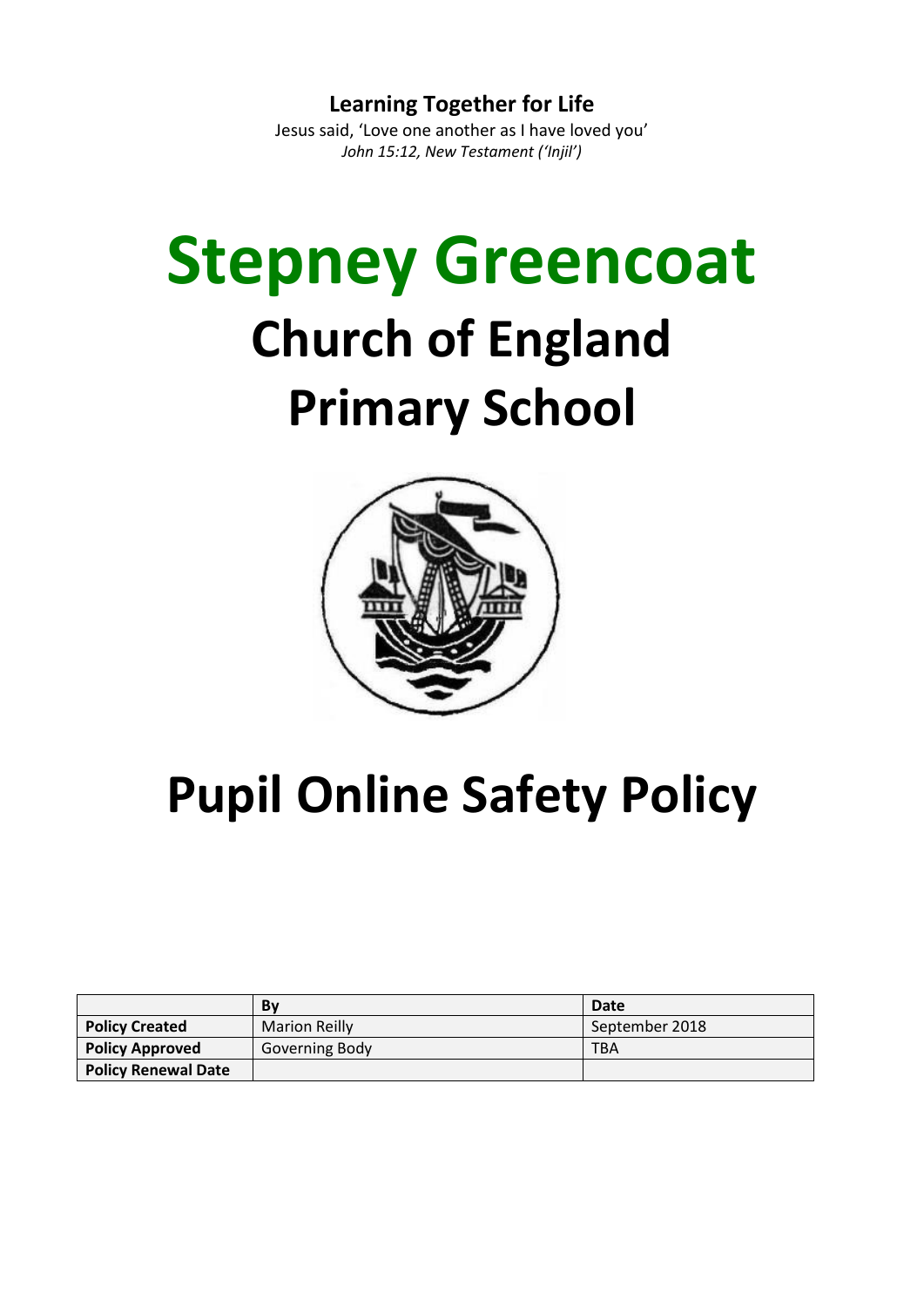**Learning Together for Life**

Jesus said, 'Love one another as I have loved you'

*John 15:12, New Testament ('Injil')*

# Stepney Greencoat

# Church of England Primary School

# Pupil Online Safety Policy

| | By | Date |
|---|---|---|
| **Policy Created** | Marion Reilly | September 2018 |
| **Policy Approved** | Governing Body | TBA |
| **Policy Renewal Date** | | |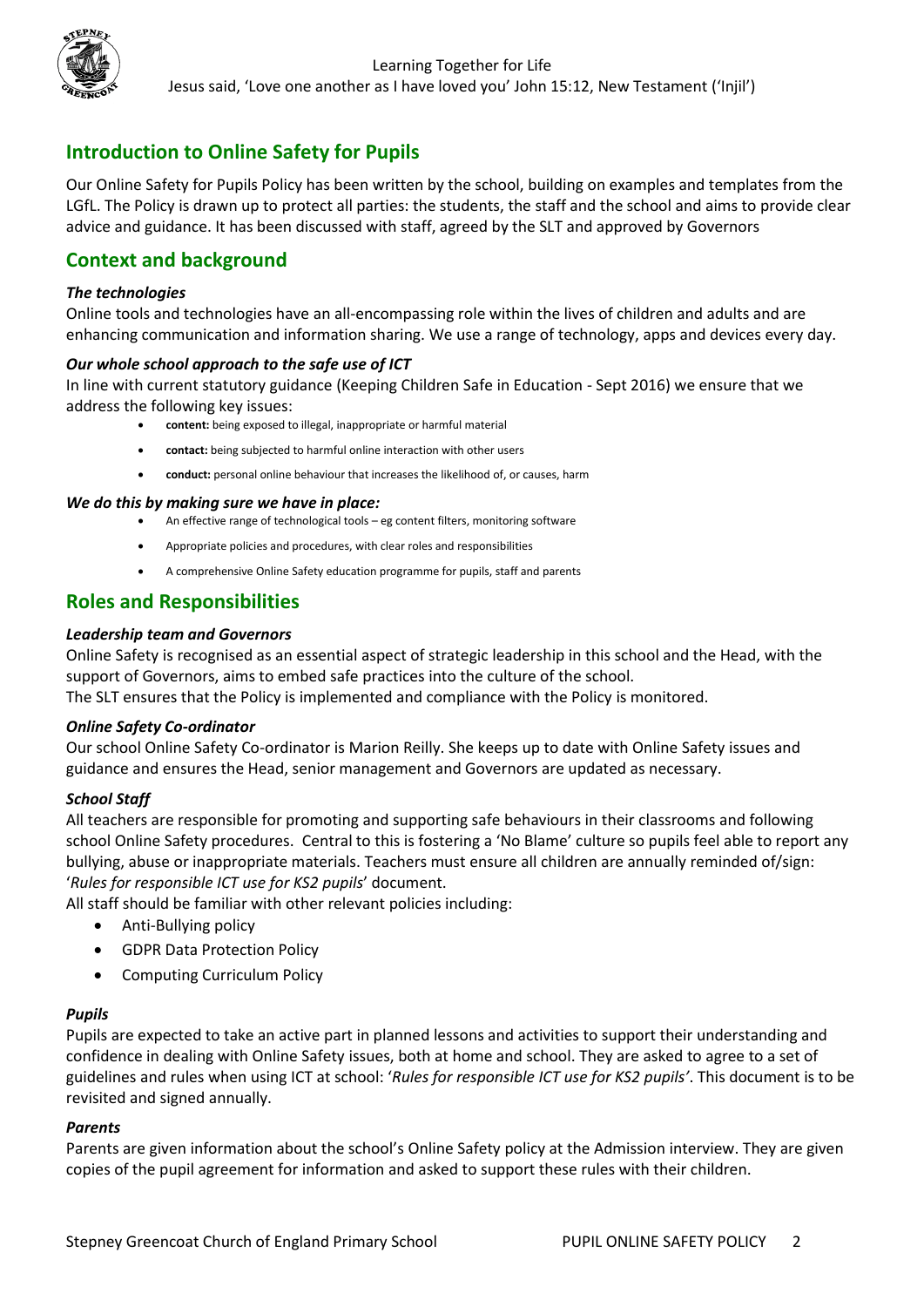Learning Together for Life

Jesus said, 'Love one another as I have loved you' John 15:12, New Testament ('Injil')

## Introduction to Online Safety for Pupils

Our Online Safety for Pupils Policy has been written by the school, building on examples and templates from the LGfL. The Policy is drawn up to protect all parties: the students, the staff and the school and aims to provide clear advice and guidance. It has been discussed with staff, agreed by the SLT and approved by Governors

## Context and background

***The technologies***

Online tools and technologies have an all-encompassing role within the lives of children and adults and are enhancing communication and information sharing. We use a range of technology, apps and devices every day.

***Our whole school approach to the safe use of ICT***

In line with current statutory guidance (Keeping Children Safe in Education - Sept 2016) we ensure that we address the following key issues:

- **content:** being exposed to illegal, inappropriate or harmful material
- **contact:** being subjected to harmful online interaction with other users
- **conduct:** personal online behaviour that increases the likelihood of, or causes, harm

***We do this by making sure we have in place:***

- An effective range of technological tools – eg content filters, monitoring software
- Appropriate policies and procedures, with clear roles and responsibilities
- A comprehensive Online Safety education programme for pupils, staff and parents

## Roles and Responsibilities

***Leadership team and Governors***

Online Safety is recognised as an essential aspect of strategic leadership in this school and the Head, with the support of Governors, aims to embed safe practices into the culture of the school.
The SLT ensures that the Policy is implemented and compliance with the Policy is monitored.

***Online Safety Co-ordinator***

Our school Online Safety Co-ordinator is Marion Reilly. She keeps up to date with Online Safety issues and guidance and ensures the Head, senior management and Governors are updated as necessary.

***School Staff***

All teachers are responsible for promoting and supporting safe behaviours in their classrooms and following school Online Safety procedures. Central to this is fostering a 'No Blame' culture so pupils feel able to report any bullying, abuse or inappropriate materials. Teachers must ensure all children are annually reminded of/sign: '*Rules for responsible ICT use for KS2 pupils*' document.
All staff should be familiar with other relevant policies including:

- Anti-Bullying policy
- GDPR Data Protection Policy
- Computing Curriculum Policy

***Pupils***

Pupils are expected to take an active part in planned lessons and activities to support their understanding and confidence in dealing with Online Safety issues, both at home and school. They are asked to agree to a set of guidelines and rules when using ICT at school: '*Rules for responsible ICT use for KS2 pupils'*. This document is to be revisited and signed annually.

***Parents***

Parents are given information about the school's Online Safety policy at the Admission interview. They are given copies of the pupil agreement for information and asked to support these rules with their children.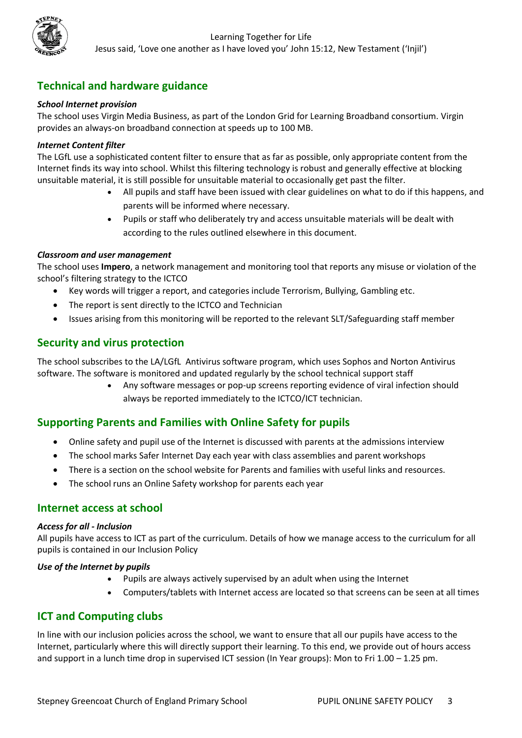## Technical and hardware guidance

### *School Internet provision*

The school uses Virgin Media Business, as part of the London Grid for Learning Broadband consortium. Virgin provides an always-on broadband connection at speeds up to 100 MB.

### *Internet Content filter*

The LGfL use a sophisticated content filter to ensure that as far as possible, only appropriate content from the Internet finds its way into school. Whilst this filtering technology is robust and generally effective at blocking unsuitable material, it is still possible for unsuitable material to occasionally get past the filter.

- All pupils and staff have been issued with clear guidelines on what to do if this happens, and parents will be informed where necessary.
- Pupils or staff who deliberately try and access unsuitable materials will be dealt with according to the rules outlined elsewhere in this document.

### *Classroom and user management*

The school uses **Impero**, a network management and monitoring tool that reports any misuse or violation of the school's filtering strategy to the ICTCO

- Key words will trigger a report, and categories include Terrorism, Bullying, Gambling etc.
- The report is sent directly to the ICTCO and Technician
- Issues arising from this monitoring will be reported to the relevant SLT/Safeguarding staff member

## Security and virus protection

The school subscribes to the LA/LGfL Antivirus software program, which uses Sophos and Norton Antivirus software. The software is monitored and updated regularly by the school technical support staff

- Any software messages or pop-up screens reporting evidence of viral infection should always be reported immediately to the ICTCO/ICT technician.

## Supporting Parents and Families with Online Safety for pupils

- Online safety and pupil use of the Internet is discussed with parents at the admissions interview
- The school marks Safer Internet Day each year with class assemblies and parent workshops
- There is a section on the school website for Parents and families with useful links and resources.
- The school runs an Online Safety workshop for parents each year

## Internet access at school

### *Access for all - Inclusion*

All pupils have access to ICT as part of the curriculum. Details of how we manage access to the curriculum for all pupils is contained in our Inclusion Policy

### *Use of the Internet by pupils*

- Pupils are always actively supervised by an adult when using the Internet
- Computers/tablets with Internet access are located so that screens can be seen at all times

## ICT and Computing clubs

In line with our inclusion policies across the school, we want to ensure that all our pupils have access to the Internet, particularly where this will directly support their learning. To this end, we provide out of hours access and support in a lunch time drop in supervised ICT session (In Year groups): Mon to Fri 1.00 – 1.25 pm.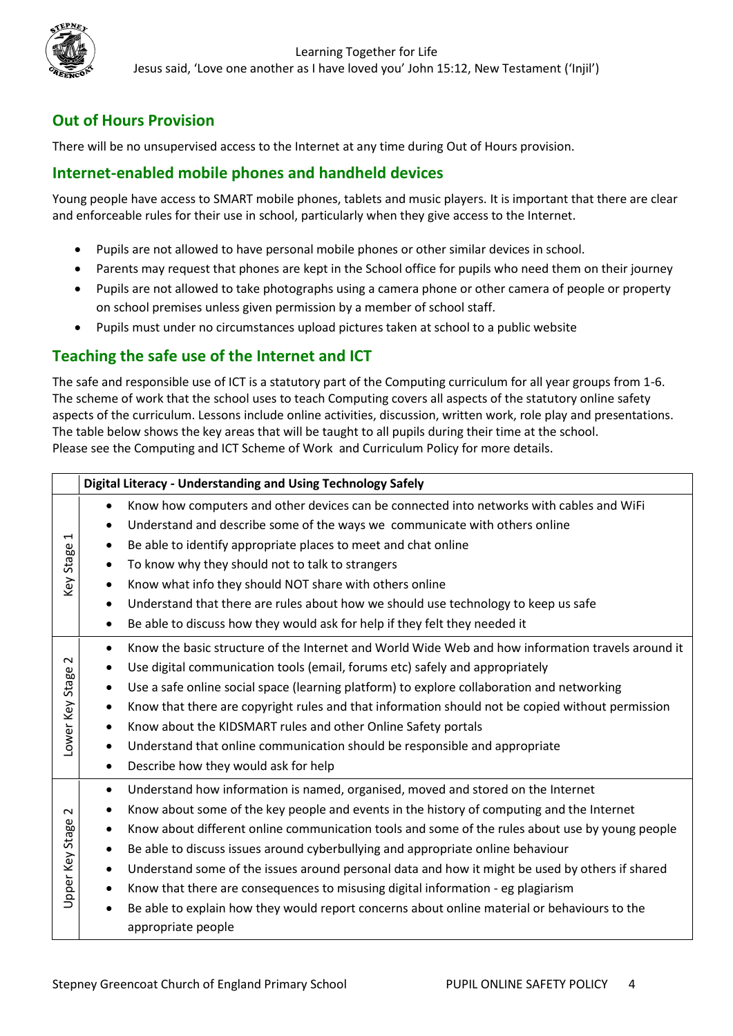## Out of Hours Provision

There will be no unsupervised access to the Internet at any time during Out of Hours provision.

## Internet-enabled mobile phones and handheld devices

Young people have access to SMART mobile phones, tablets and music players. It is important that there are clear and enforceable rules for their use in school, particularly when they give access to the Internet.

- Pupils are not allowed to have personal mobile phones or other similar devices in school.
- Parents may request that phones are kept in the School office for pupils who need them on their journey
- Pupils are not allowed to take photographs using a camera phone or other camera of people or property on school premises unless given permission by a member of school staff.
- Pupils must under no circumstances upload pictures taken at school to a public website

## Teaching the safe use of the Internet and ICT

The safe and responsible use of ICT is a statutory part of the Computing curriculum for all year groups from 1-6. The scheme of work that the school uses to teach Computing covers all aspects of the statutory online safety aspects of the curriculum. Lessons include online activities, discussion, written work, role play and presentations. The table below shows the key areas that will be taught to all pupils during their time at the school.
Please see the Computing and ICT Scheme of Work and Curriculum Policy for more details.

| | Digital Literacy - Understanding and Using Technology Safely |
|---|---|
| Key Stage 1 | • Know how computers and other devices can be connected into networks with cables and WiFi<br>• Understand and describe some of the ways we communicate with others online<br>• Be able to identify appropriate places to meet and chat online<br>• To know why they should not to talk to strangers<br>• Know what info they should NOT share with others online<br>• Understand that there are rules about how we should use technology to keep us safe<br>• Be able to discuss how they would ask for help if they felt they needed it |
| Lower Key Stage 2 | • Know the basic structure of the Internet and World Wide Web and how information travels around it<br>• Use digital communication tools (email, forums etc) safely and appropriately<br>• Use a safe online social space (learning platform) to explore collaboration and networking<br>• Know that there are copyright rules and that information should not be copied without permission<br>• Know about the KIDSMART rules and other Online Safety portals<br>• Understand that online communication should be responsible and appropriate<br>• Describe how they would ask for help |
| Upper Key Stage 2 | • Understand how information is named, organised, moved and stored on the Internet<br>• Know about some of the key people and events in the history of computing and the Internet<br>• Know about different online communication tools and some of the rules about use by young people<br>• Be able to discuss issues around cyberbullying and appropriate online behaviour<br>• Understand some of the issues around personal data and how it might be used by others if shared<br>• Know that there are consequences to misusing digital information - eg plagiarism<br>• Be able to explain how they would report concerns about online material or behaviours to the appropriate people |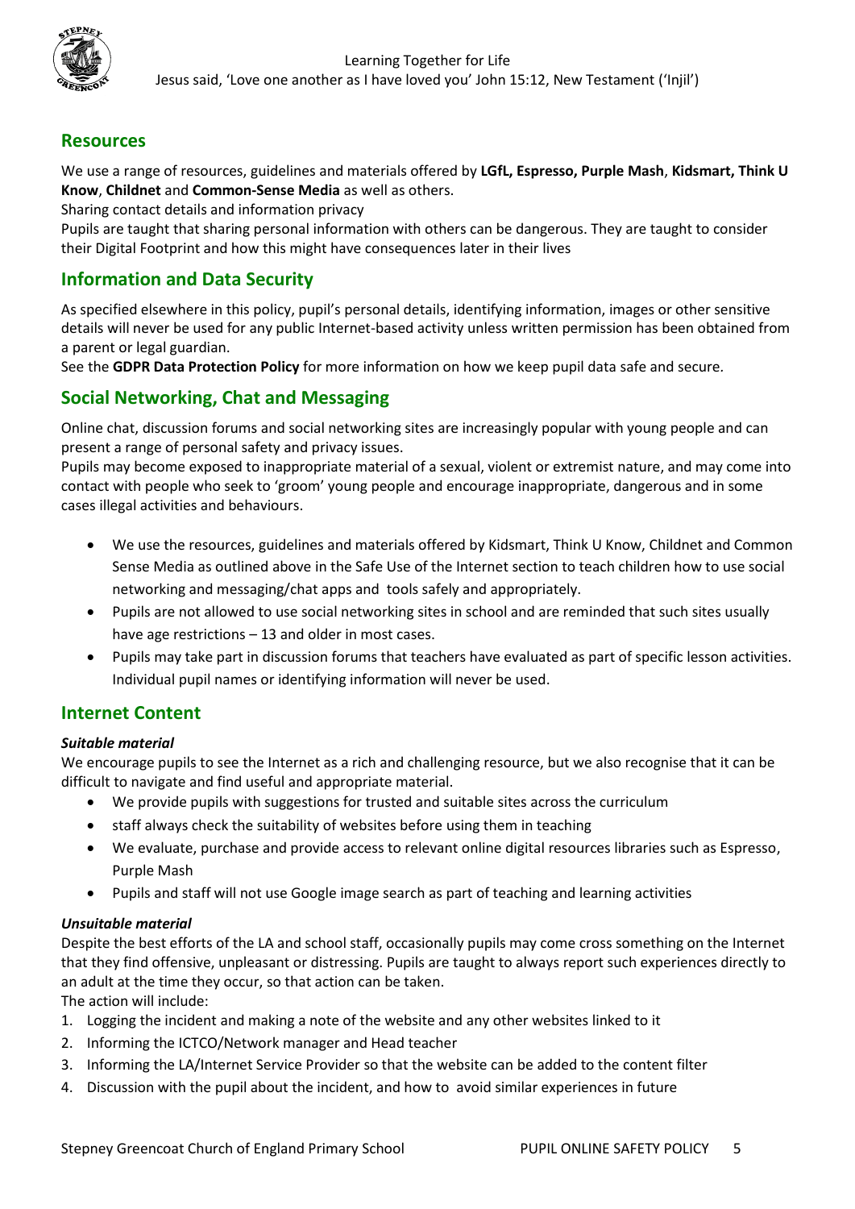## Resources

We use a range of resources, guidelines and materials offered by **LGfL, Espresso, Purple Mash**, **Kidsmart, Think U Know**, **Childnet** and **Common-Sense Media** as well as others.

Sharing contact details and information privacy

Pupils are taught that sharing personal information with others can be dangerous. They are taught to consider their Digital Footprint and how this might have consequences later in their lives

## Information and Data Security

As specified elsewhere in this policy, pupil's personal details, identifying information, images or other sensitive details will never be used for any public Internet-based activity unless written permission has been obtained from a parent or legal guardian.

See the **GDPR Data Protection Policy** for more information on how we keep pupil data safe and secure.

## Social Networking, Chat and Messaging

Online chat, discussion forums and social networking sites are increasingly popular with young people and can present a range of personal safety and privacy issues.

Pupils may become exposed to inappropriate material of a sexual, violent or extremist nature, and may come into contact with people who seek to 'groom' young people and encourage inappropriate, dangerous and in some cases illegal activities and behaviours.

- We use the resources, guidelines and materials offered by Kidsmart, Think U Know, Childnet and Common Sense Media as outlined above in the Safe Use of the Internet section to teach children how to use social networking and messaging/chat apps and tools safely and appropriately.
- Pupils are not allowed to use social networking sites in school and are reminded that such sites usually have age restrictions – 13 and older in most cases.
- Pupils may take part in discussion forums that teachers have evaluated as part of specific lesson activities. Individual pupil names or identifying information will never be used.

## Internet Content

***Suitable material***

We encourage pupils to see the Internet as a rich and challenging resource, but we also recognise that it can be difficult to navigate and find useful and appropriate material.

- We provide pupils with suggestions for trusted and suitable sites across the curriculum
- staff always check the suitability of websites before using them in teaching
- We evaluate, purchase and provide access to relevant online digital resources libraries such as Espresso, Purple Mash
- Pupils and staff will not use Google image search as part of teaching and learning activities

***Unsuitable material***

Despite the best efforts of the LA and school staff, occasionally pupils may come cross something on the Internet that they find offensive, unpleasant or distressing. Pupils are taught to always report such experiences directly to an adult at the time they occur, so that action can be taken.

The action will include:

1. Logging the incident and making a note of the website and any other websites linked to it
2. Informing the ICTCO/Network manager and Head teacher
3. Informing the LA/Internet Service Provider so that the website can be added to the content filter
4. Discussion with the pupil about the incident, and how to avoid similar experiences in future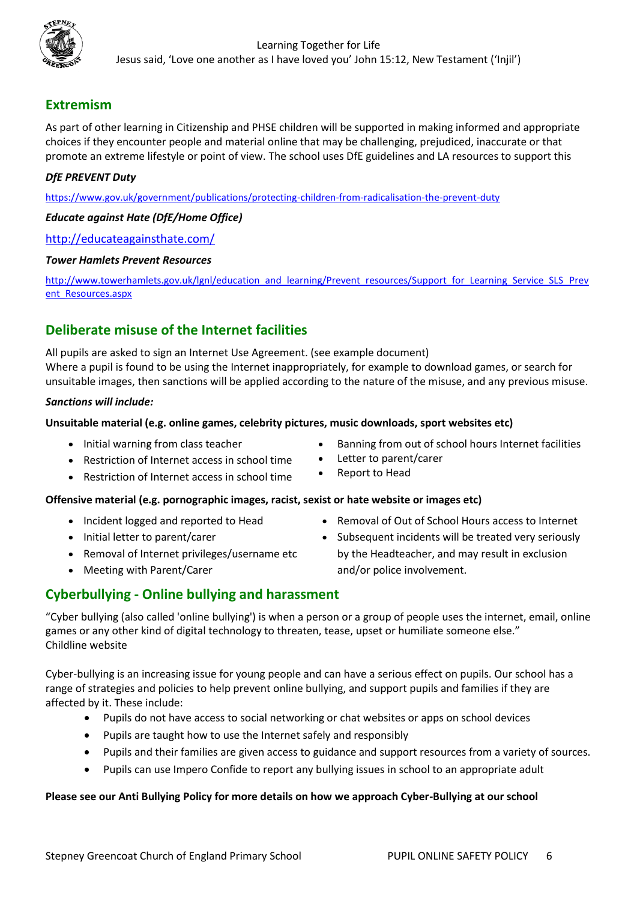## Extremism

As part of other learning in Citizenship and PHSE children will be supported in making informed and appropriate choices if they encounter people and material online that may be challenging, prejudiced, inaccurate or that promote an extreme lifestyle or point of view. The school uses DfE guidelines and LA resources to support this

***DfE PREVENT Duty***

https://www.gov.uk/government/publications/protecting-children-from-radicalisation-the-prevent-duty

***Educate against Hate (DfE/Home Office)***

http://educateagainsthate.com/

***Tower Hamlets Prevent Resources***

http://www.towerhamlets.gov.uk/lgnl/education_and_learning/Prevent_resources/Support_for_Learning_Service_SLS_Prevent_Resources.aspx

## Deliberate misuse of the Internet facilities

All pupils are asked to sign an Internet Use Agreement. (see example document)
Where a pupil is found to be using the Internet inappropriately, for example to download games, or search for unsuitable images, then sanctions will be applied according to the nature of the misuse, and any previous misuse.

***Sanctions will include:***

**Unsuitable material (e.g. online games, celebrity pictures, music downloads, sport websites etc)**

- Initial warning from class teacher
- Restriction of Internet access in school time
- Restriction of Internet access in school time
- Banning from out of school hours Internet facilities
- Letter to parent/carer
- Report to Head

**Offensive material (e.g. pornographic images, racist, sexist or hate website or images etc)**

- Incident logged and reported to Head
- Initial letter to parent/carer
- Removal of Internet privileges/username etc
- Meeting with Parent/Carer
- Removal of Out of School Hours access to Internet
- Subsequent incidents will be treated very seriously by the Headteacher, and may result in exclusion and/or police involvement.

## Cyberbullying - Online bullying and harassment

"Cyber bullying (also called 'online bullying') is when a person or a group of people uses the internet, email, online games or any other kind of digital technology to threaten, tease, upset or humiliate someone else."
Childline website

Cyber-bullying is an increasing issue for young people and can have a serious effect on pupils. Our school has a range of strategies and policies to help prevent online bullying, and support pupils and families if they are affected by it. These include:

- Pupils do not have access to social networking or chat websites or apps on school devices
- Pupils are taught how to use the Internet safely and responsibly
- Pupils and their families are given access to guidance and support resources from a variety of sources.
- Pupils can use Impero Confide to report any bullying issues in school to an appropriate adult

**Please see our Anti Bullying Policy for more details on how we approach Cyber-Bullying at our school**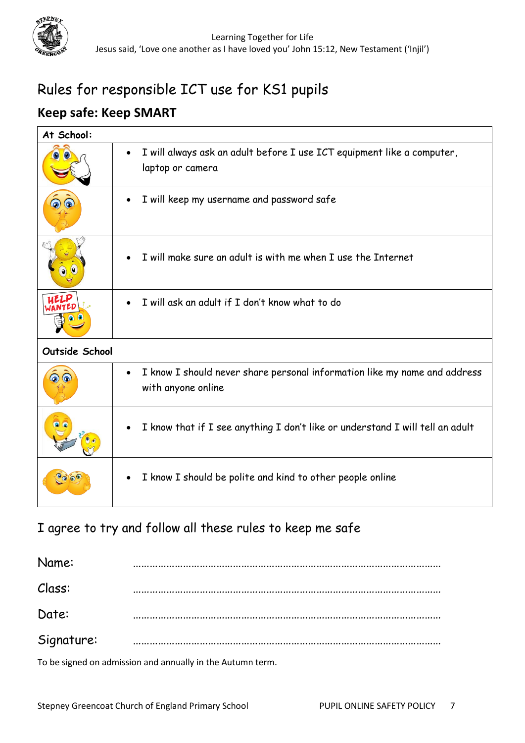Learning Together for Life
Jesus said, 'Love one another as I have loved you' John 15:12, New Testament ('Injil')

# Rules for responsible ICT use for KS1 pupils

## Keep safe: Keep SMART

| At School: | |
|---|---|
| | • I will always ask an adult before I use ICT equipment like a computer, laptop or camera |
| | • I will keep my username and password safe |
| | • I will make sure an adult is with me when I use the Internet |
| | • I will ask an adult if I don't know what to do |
| **Outside School** | |
| | • I know I should never share personal information like my name and address with anyone online |
| | • I know that if I see anything I don't like or understand I will tell an adult |
| | • I know I should be polite and kind to other people online |

## I agree to try and follow all these rules to keep me safe

Name: ………………………………………………………………………………………………

Class: ………………………………………………………………………………………………

Date: ………………………………………………………………………………………………

Signature: ………………………………………………………………………………………………

To be signed on admission and annually in the Autumn term.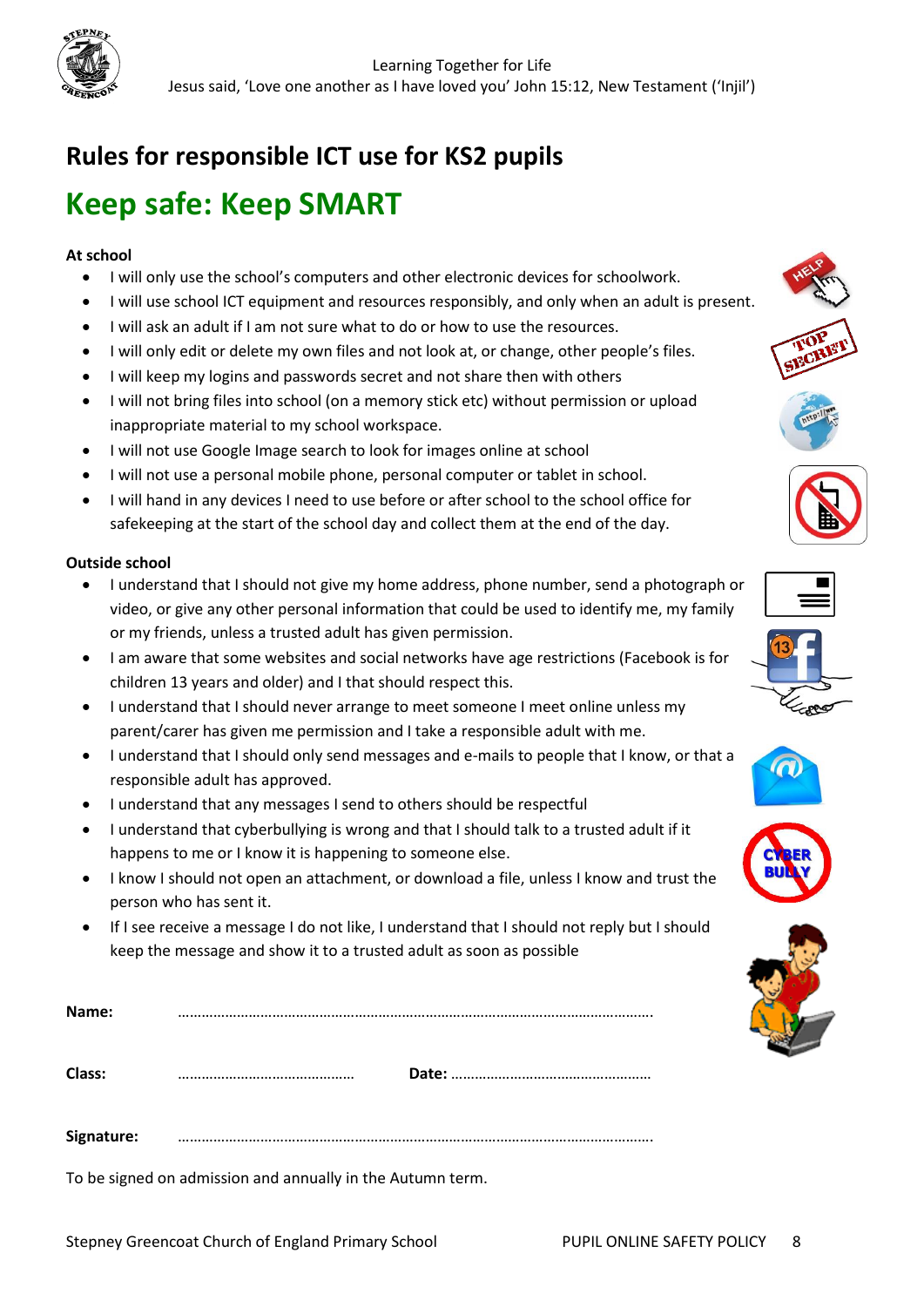Learning Together for Life

Jesus said, 'Love one another as I have loved you' John 15:12, New Testament ('Injil')

## Rules for responsible ICT use for KS2 pupils

# Keep safe: Keep SMART

**At school**

- I will only use the school's computers and other electronic devices for schoolwork.
- I will use school ICT equipment and resources responsibly, and only when an adult is present.
- I will ask an adult if I am not sure what to do or how to use the resources.
- I will only edit or delete my own files and not look at, or change, other people's files.
- I will keep my logins and passwords secret and not share then with others
- I will not bring files into school (on a memory stick etc) without permission or upload inappropriate material to my school workspace.
- I will not use Google Image search to look for images online at school
- I will not use a personal mobile phone, personal computer or tablet in school.
- I will hand in any devices I need to use before or after school to the school office for safekeeping at the start of the school day and collect them at the end of the day.

**Outside school**

- I understand that I should not give my home address, phone number, send a photograph or video, or give any other personal information that could be used to identify me, my family or my friends, unless a trusted adult has given permission.
- I am aware that some websites and social networks have age restrictions (Facebook is for children 13 years and older) and I that should respect this.
- I understand that I should never arrange to meet someone I meet online unless my parent/carer has given me permission and I take a responsible adult with me.
- I understand that I should only send messages and e-mails to people that I know, or that a responsible adult has approved.
- I understand that any messages I send to others should be respectful
- I understand that cyberbullying is wrong and that I should talk to a trusted adult if it happens to me or I know it is happening to someone else.
- I know I should not open an attachment, or download a file, unless I know and trust the person who has sent it.
- If I see receive a message I do not like, I understand that I should not reply but I should keep the message and show it to a trusted adult as soon as possible

**Name:** ……………………………………………………………………………………………………….

**Class:** ……………………………………… **Date:** ……………………………………………

**Signature:** ……………………………………………………………………………………………………….

To be signed on admission and annually in the Autumn term.